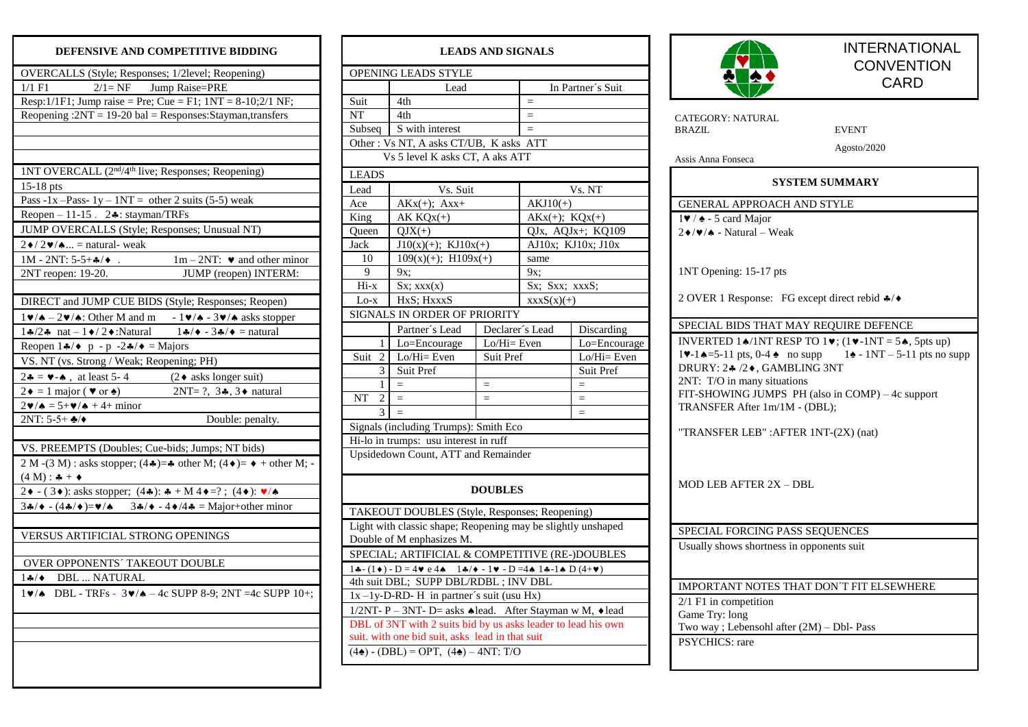## DEFENSIVE AND COMPETITIVE BIDDING

| OVERCALLS (Style; Responses; 1/2level; Reopening) |
|---|
| 1/1 F1      2/1= NF      Jump Raise=PRE |
| Resp:1/1F1; Jump raise = Pre; Cue = F1; 1NT = 8-10;2/1 NF; |
| Reopening :2NT = 19-20 bal = Responses:Stayman,transfers |

| 1NT OVERCALL (2nd/4th live; Responses; Reopening) |
|---|
| 15-18 pts |
| Pass -1x –Pass- 1y – 1NT = other 2 suits (5-5) weak |
| Reopen – 11-15 . 2♣: stayman/TRFs |

| JUMP OVERCALLS (Style; Responses; Unusual NT) |
|---|
| 2♦/ 2♥/♠... = natural- weak |
| 1M - 2NT: 5-5+♣/♦ .      1m – 2NT: ♥ and other minor |
| 2NT reopen: 19-20.      JUMP (reopen) INTERM: |

| DIRECT and JUMP CUE BIDS (Style; Responses; Reopen) |
|---|
| 1♥/♠ – 2♥/♠: Other M and m      - 1♥/♠ - 3♥/♠ asks stopper |
| 1♣/2♣ nat – 1♦/ 2♦:Natural      1♣/♦ - 3♣/♦ = natural |
| Reopen 1♣/♦ p - p -2♣/♦ = Majors |

| VS. NT (vs. Strong / Weak; Reopening; PH) |
|---|
| 2♣ = ♥-♠ , at least 5- 4      (2♦ asks longer suit) |
| 2♦ = 1 major ( ♥ or ♠)      2NT= ?, 3♣, 3♦ natural |
| 2♥/♠ = 5+♥/♠ + 4+ minor |
| 2NT: 5-5+ ♣/♦      Double: penalty. |

| VS. PREEMPTS (Doubles; Cue-bids; Jumps; NT bids) |
|---|
| 2 M -(3 M) : asks stopper; (4♣)=♣ other M; (4♦)= ♦ + other M; -(4 M) : ♣ + ♦ |
| 2♦ - ( 3♦): asks stopper; (4♣): ♣ + M 4♦=? ; (4♦): ♥/♠ |
| 3♣/♦ - (4♣/♦)=♥/♠      3♣/♦ - 4♦/4♣ = Major+other minor |

| VERSUS ARTIFICIAL STRONG OPENINGS |
|---|
| |

| OVER OPPONENTS´ TAKEOUT DOUBLE |
|---|
| 1♣/♦ DBL ... NATURAL |
| 1♥/♠ DBL - TRFs - 3♥/♠ – 4c SUPP 8-9; 2NT =4c SUPP 10+; |

## LEADS AND SIGNALS

| OPENING LEADS STYLE | | |
|---|---|---|
| | Lead | In Partner´s Suit |
| Suit | 4th | = |
| NT | 4th | = |
| Subseq | S with interest | = |
| Other : Vs NT, A asks CT/UB, K asks ATT | | |
| Vs 5 level K asks CT, A aks ATT | | |

| LEADS | | |
|---|---|---|
| Lead | Vs. Suit | Vs. NT |
| Ace | AKx(+); Axx+ | AKJ10(+) |
| King | AK KQx(+) | AKx(+); KQx(+) |
| Queen | QJX(+) | QJx, AQJx+; KQ109 |
| Jack | J10(x)(+); KJ10x(+) | AJ10x; KJ10x; J10x |
| 10 | 109(x)(+); H109x(+) | same |
| 9 | 9x; | 9x; |
| Hi-x | Sx; xxx(x) | Sx; Sxx; xxxS; |
| Lo-x | HxS; HxxxS | xxxS(x)(+) |

| SIGNALS IN ORDER OF PRIORITY | | | | |
|---|---|---|---|---|
| | | Partner´s Lead | Declarer´s Lead | Discarding |
| Suit | 1 | Lo=Encourage | Lo/Hi= Even | Lo=Encourage |
| | 2 | Lo/Hi= Even | Suit Pref | Lo/Hi= Even |
| | 3 | Suit Pref | | Suit Pref |
| NT | 1 | = | = | = |
| | 2 | = | = | = |
| | 3 | = | | = |
| Signals (including Trumps): Smith Eco | | | | |
| Hi-lo in trumps: usu interest in ruff | | | | |
| Upsidedown Count, ATT and Remainder | | | | |

## DOUBLES

| TAKEOUT DOUBLES (Style, Responses; Reopening) |
|---|
| Light with classic shape; Reopening may be slightly unshaped |
| Double of M enphasizes M. |

| SPECIAL; ARTIFICIAL & COMPETITIVE (RE-)DOUBLES |
|---|
| 1♣- (1♦) - D = 4♥ e 4♠   1♣/♦ - 1♥ - D =4♠ 1♣-1♠ D (4+♥) |
| 4th suit DBL; SUPP DBL/RDBL ; INV DBL |
| 1x –1y-D-RD- H in partner´s suit (usu Hx) |
| 1/2NT- P – 3NT- D= asks ♠lead. After Stayman w M, ♦lead |
| DBL of 3NT with 2 suits bid by us asks leader to lead his own suit. with one bid suit, asks lead in that suit |
| (4♠) - (DBL) = OPT, (4♠) – 4NT: T/O |

## INTERNATIONAL CONVENTION CARD

CATEGORY: NATURAL
BRAZIL      EVENT
Agosto/2020
Assis Anna Fonseca

## SYSTEM SUMMARY

| GENERAL APPROACH AND STYLE |
|---|
| 1♥ / ♠ - 5 card Major |
| 2♦/♥/♠ - Natural – Weak |
| 1NT Opening: 15-17 pts |
| 2 OVER 1 Response: FG except direct rebid ♣/♦ |

| SPECIAL BIDS THAT MAY REQUIRE DEFENCE |
|---|
| INVERTED 1♠/1NT RESP TO 1♥; (1♥-1NT = 5♠, 5pts up) |
| 1♥-1♠=5-11 pts, 0-4 ♠ no supp      1♠ - 1NT – 5-11 pts no supp |
| DRURY: 2♣ /2♦, GAMBLING 3NT |
| 2NT: T/O in many situations |
| FIT-SHOWING JUMPS PH (also in COMP) – 4c support |
| TRANSFER After 1m/1M - (DBL); |
| "TRANSFER LEB" :AFTER 1NT-(2X) (nat) |
| MOD LEB AFTER 2X – DBL |

| SPECIAL FORCING PASS SEQUENCES |
|---|
| Usually shows shortness in opponents suit |

| IMPORTANT NOTES THAT DON´T FIT ELSEWHERE |
|---|
| 2/1 F1 in competition |
| Game Try: long |
| Two way ; Lebensohl after (2M) – Dbl- Pass |

| PSYCHICS: rare |
|---|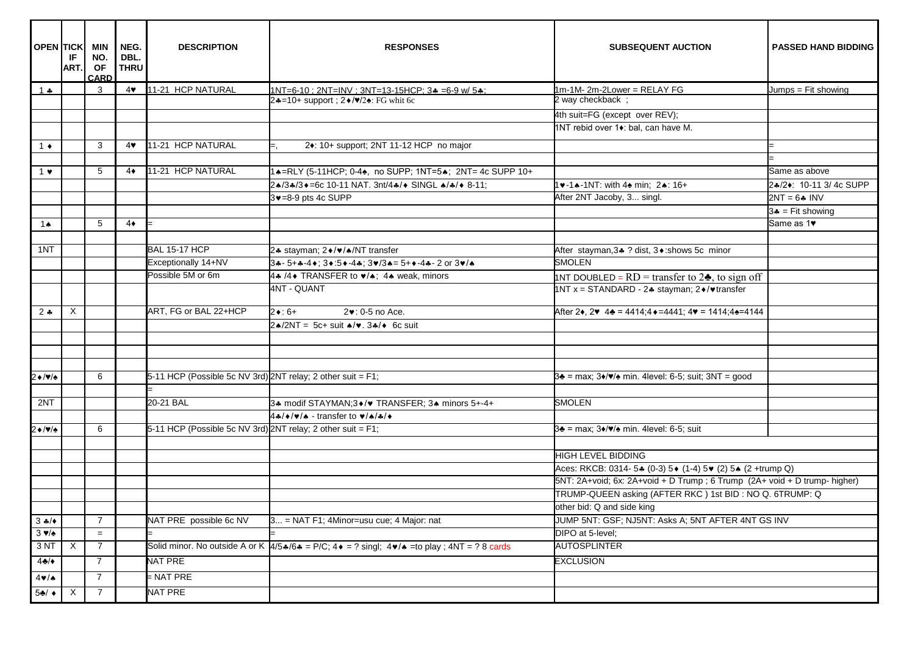| OPEN | TICK IF ART. | MIN NO. OF CARD | NEG. DBL. THRU | DESCRIPTION | RESPONSES | SUBSEQUENT AUCTION | PASSED HAND BIDDING |
|---|---|---|---|---|---|---|---|
| 1 ♣ | | 3 | 4♥ | 11-21 HCP NATURAL | 1NT=6-10 ; 2NT=INV ; 3NT=13-15HCP; 3♣ =6-9 w/ 5♣; | 1m-1M- 2m-2Lower = RELAY FG | Jumps = Fit showing |
| | | | | | 2♣=10+ support ; 2♦/♥/2♠: FG whit 6c | 2 way checkback ; | |
| | | | | | | 4th suit=FG (except over REV); | |
| | | | | | | 1NT rebid over 1♦: bal, can have M. | |
| 1 ♦ | | 3 | 4♥ | 11-21 HCP NATURAL | =, 2♦: 10+ support; 2NT 11-12 HCP no major | | = |
| | | | | | | | = |
| 1 ♥ | | 5 | 4♦ | 11-21 HCP NATURAL | 1♠=RLY (5-11HCP; 0-4♠, no SUPP; 1NT=5♠; 2NT= 4c SUPP 10+ | | Same as above |
| | | | | | 2♠/3♣/3♦=6c 10-11 NAT. 3nt/4♣/♦ SINGL ♠/♣/♦ 8-11; | 1♥-1♠-1NT: with 4♠ min; 2♠: 16+ | 2♣/2♦: 10-11 3/ 4c SUPP |
| | | | | | 3♥=8-9 pts 4c SUPP | After 2NT Jacoby, 3... singl. | 2NT = 6♣ INV |
| | | | | | | | 3♣ = Fit showing |
| 1♠ | | 5 | 4♦ | = | | | Same as 1♥ |
| | | | | | | | |
| 1NT | | | | BAL 15-17 HCP | 2♣ stayman; 2♦/♥/♠/NT transfer | After stayman,3♣ ? dist, 3♦:shows 5c minor | |
| | | | | Exceptionally 14+NV | 3♣- 5+♣-4♦; 3♦:5♦-4♣; 3♥/3♠= 5+♦-4♣- 2 or 3♥/♠ | SMOLEN | |
| | | | | Possible 5M or 6m | 4♣ /4♦ TRANSFER to ♥/♠; 4♠ weak, minors | 1NT DOUBLED = RD = transfer to 2♣, to sign off | |
| | | | | | 4NT - QUANT | 1NT x = STANDARD - 2♣ stayman; 2♦/♥transfer | |
| 2 ♣ | X | | | ART, FG or BAL 22+HCP | 2♦: 6+ 2♥: 0-5 no Ace. | After 2♦, 2♥ 4♣ = 4414;4♦=4441; 4♥ = 1414;4♠=4144 | |
| | | | | | 2♠/2NT = 5c+ suit ♠/♥. 3♣/♦ 6c suit | | |
| | | | | | | | |
| | | | | | | | |
| | | | | | | | |
| 2♦/♥/♠ | | 6 | | 5-11 HCP (Possible 5c NV 3rd) | 2NT relay; 2 other suit = F1; | 3♣ = max; 3♦/♥/♠ min. 4level: 6-5; suit; 3NT = good | |
| | | | | = | | | |
| 2NT | | | | 20-21 BAL | 3♣ modif STAYMAN;3♦/♥ TRANSFER; 3♠ minors 5+-4+ | SMOLEN | |
| | | | | | 4♣/♦/♥/♠ - transfer to ♥/♠/♣/♦ | | |
| 2♦/♥/♠ | | 6 | | 5-11 HCP (Possible 5c NV 3rd) | 2NT relay; 2 other suit = F1; | 3♣ = max; 3♦/♥/♠ min. 4level: 6-5; suit | |
| | | | | | | | |
| | | | | | | HIGH LEVEL BIDDING | |
| | | | | | | Aces: RKCB: 0314- 5♣ (0-3) 5♦ (1-4) 5♥ (2) 5♠ (2 +trump Q) | |
| | | | | | | 5NT: 2A+void; 6x: 2A+void + D Trump ; 6 Trump (2A+ void + D trump- higher) | |
| | | | | | | TRUMP-QUEEN asking (AFTER RKC ) 1st BID : NO Q. 6TRUMP: Q | |
| | | | | | | other bid: Q and side king | |
| 3 ♣/♦ | | 7 | | NAT PRE possible 6c NV | 3... = NAT F1; 4Minor=usu cue; 4 Major: nat | JUMP 5NT: GSF; NJ5NT: Asks A; 5NT AFTER 4NT GS INV | |
| 3 ♥/♠ | | = | | = | = | DIPO at 5-level; | |
| 3 NT | X | 7 | | Solid minor. No outside A or K | 4/5♣/6♣ = P/C; 4♦ = ? singl; 4♥/♠ =to play ; 4NT = ? 8 cards | AUTOSPLINTER | |
| 4♣/♦ | | 7 | | NAT PRE | | EXCLUSION | |
| 4♥/♠ | | 7 | | = NAT PRE | | | |
| 5♣/ ♦ | X | 7 | | NAT PRE | | | |